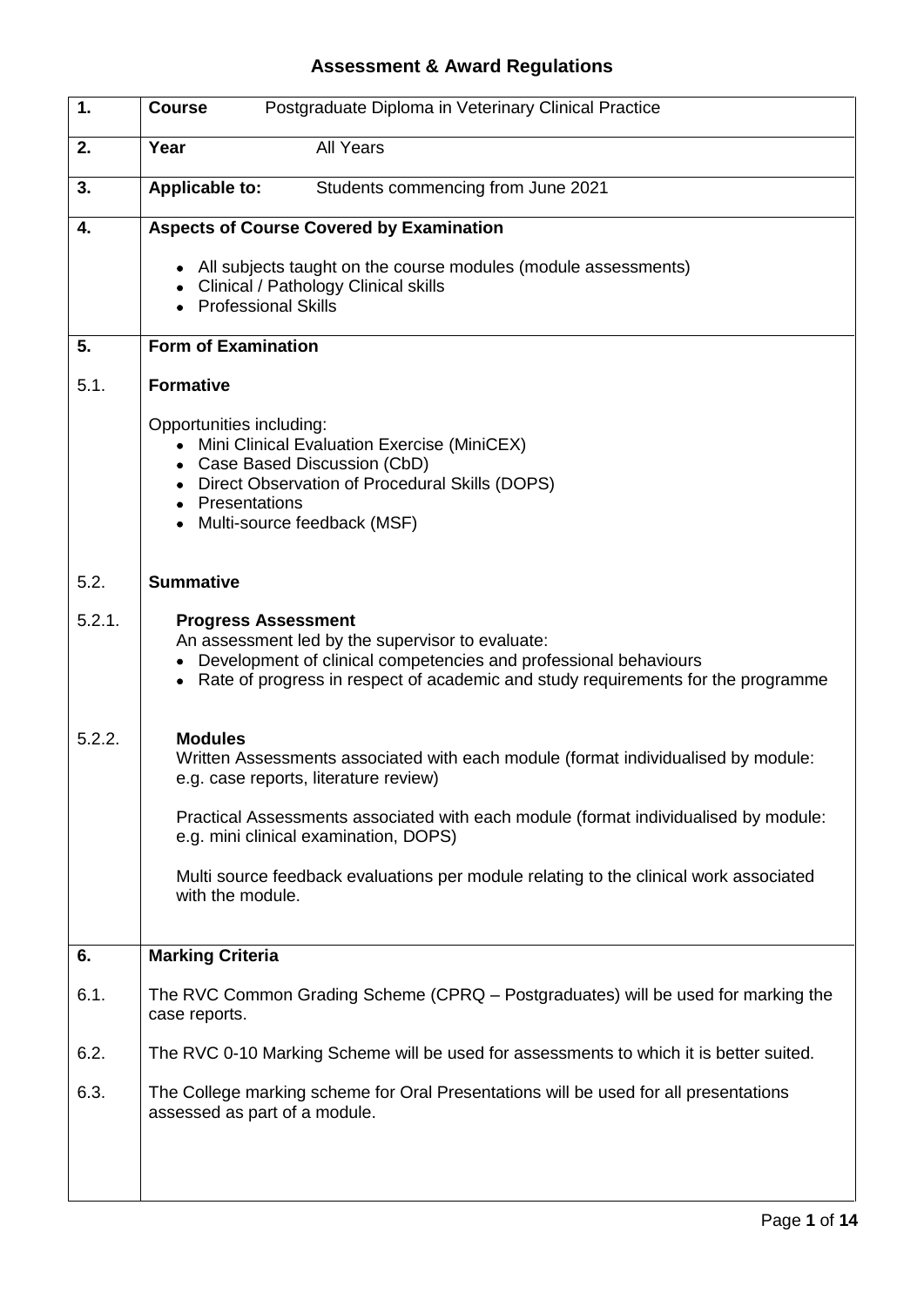# Assessment & Award Regulations

| | |
|---|---|
| **1.** | **Course** Postgraduate Diploma in Veterinary Clinical Practice |
| **2.** | **Year** All Years |
| **3.** | **Applicable to:** Students commencing from June 2021 |
| **4.** | **Aspects of Course Covered by Examination**<br><br>• All subjects taught on the course modules (module assessments)<br>• Clinical / Pathology Clinical skills<br>• Professional Skills |
| **5.** | **Form of Examination** |
| 5.1. | **Formative**<br><br>Opportunities including:<br>• Mini Clinical Evaluation Exercise (MiniCEX)<br>• Case Based Discussion (CbD)<br>• Direct Observation of Procedural Skills (DOPS)<br>• Presentations<br>• Multi-source feedback (MSF) |
| 5.2. | **Summative** |
| 5.2.1. | **Progress Assessment**<br>An assessment led by the supervisor to evaluate:<br>• Development of clinical competencies and professional behaviours<br>• Rate of progress in respect of academic and study requirements for the programme |
| 5.2.2. | **Modules**<br>Written Assessments associated with each module (format individualised by module: e.g. case reports, literature review)<br><br>Practical Assessments associated with each module (format individualised by module: e.g. mini clinical examination, DOPS)<br><br>Multi source feedback evaluations per module relating to the clinical work associated with the module. |
| **6.** | **Marking Criteria** |
| 6.1. | The RVC Common Grading Scheme (CPRQ – Postgraduates) will be used for marking the case reports. |
| 6.2. | The RVC 0-10 Marking Scheme will be used for assessments to which it is better suited. |
| 6.3. | The College marking scheme for Oral Presentations will be used for all presentations assessed as part of a module. |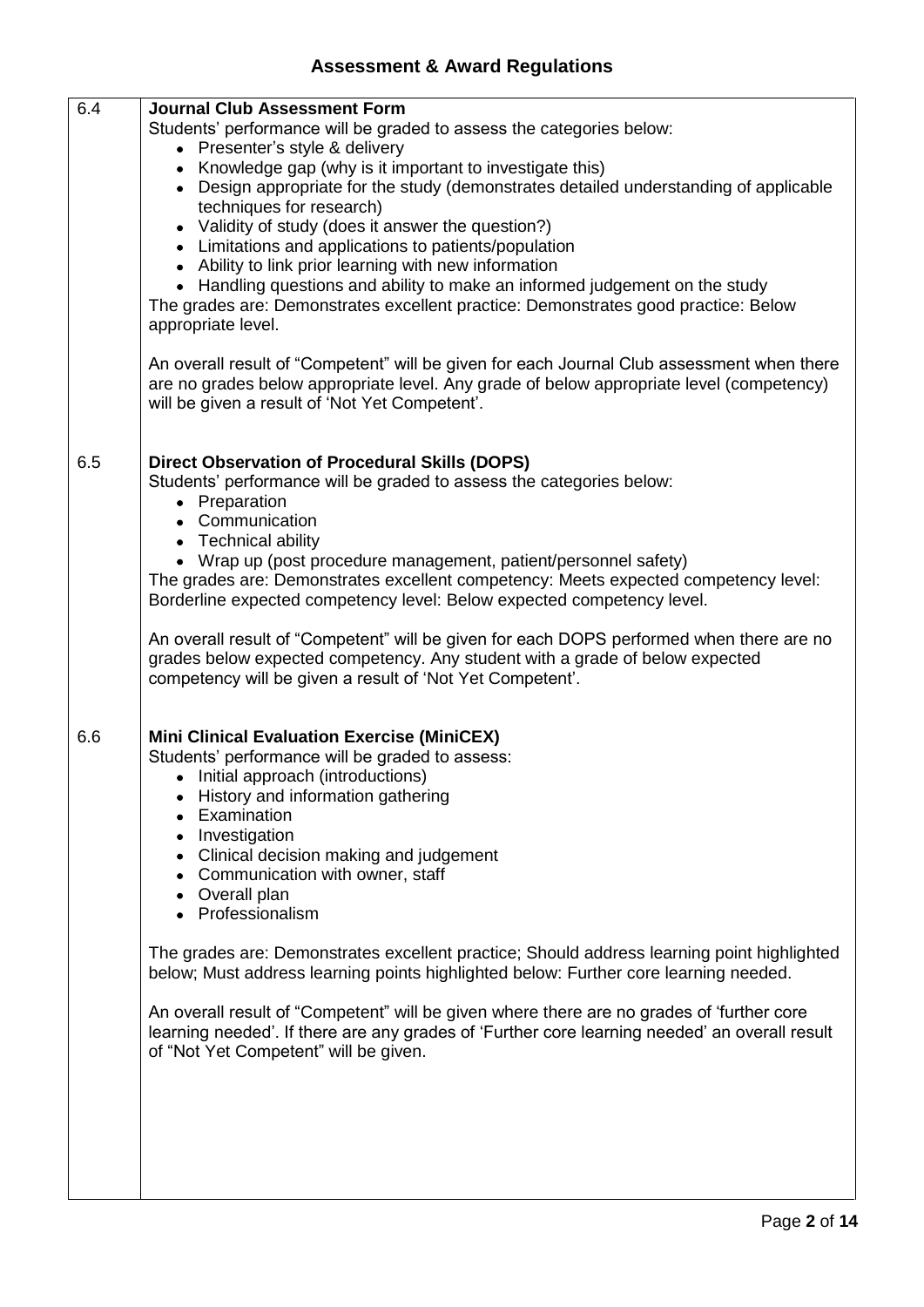# Assessment & Award Regulations

**6.4 Journal Club Assessment Form**

Students' performance will be graded to assess the categories below:

- Presenter's style & delivery
- Knowledge gap (why is it important to investigate this)
- Design appropriate for the study (demonstrates detailed understanding of applicable techniques for research)
- Validity of study (does it answer the question?)
- Limitations and applications to patients/population
- Ability to link prior learning with new information
- Handling questions and ability to make an informed judgement on the study

The grades are: Demonstrates excellent practice: Demonstrates good practice: Below appropriate level.

An overall result of "Competent" will be given for each Journal Club assessment when there are no grades below appropriate level. Any grade of below appropriate level (competency) will be given a result of 'Not Yet Competent'.

**6.5 Direct Observation of Procedural Skills (DOPS)**

Students' performance will be graded to assess the categories below:

- Preparation
- Communication
- Technical ability
- Wrap up (post procedure management, patient/personnel safety)

The grades are: Demonstrates excellent competency: Meets expected competency level: Borderline expected competency level: Below expected competency level.

An overall result of "Competent" will be given for each DOPS performed when there are no grades below expected competency. Any student with a grade of below expected competency will be given a result of 'Not Yet Competent'.

**6.6 Mini Clinical Evaluation Exercise (MiniCEX)**

Students' performance will be graded to assess:

- Initial approach (introductions)
- History and information gathering
- Examination
- Investigation
- Clinical decision making and judgement
- Communication with owner, staff
- Overall plan
- Professionalism

The grades are: Demonstrates excellent practice; Should address learning point highlighted below; Must address learning points highlighted below: Further core learning needed.

An overall result of "Competent" will be given where there are no grades of 'further core learning needed'. If there are any grades of 'Further core learning needed' an overall result of "Not Yet Competent" will be given.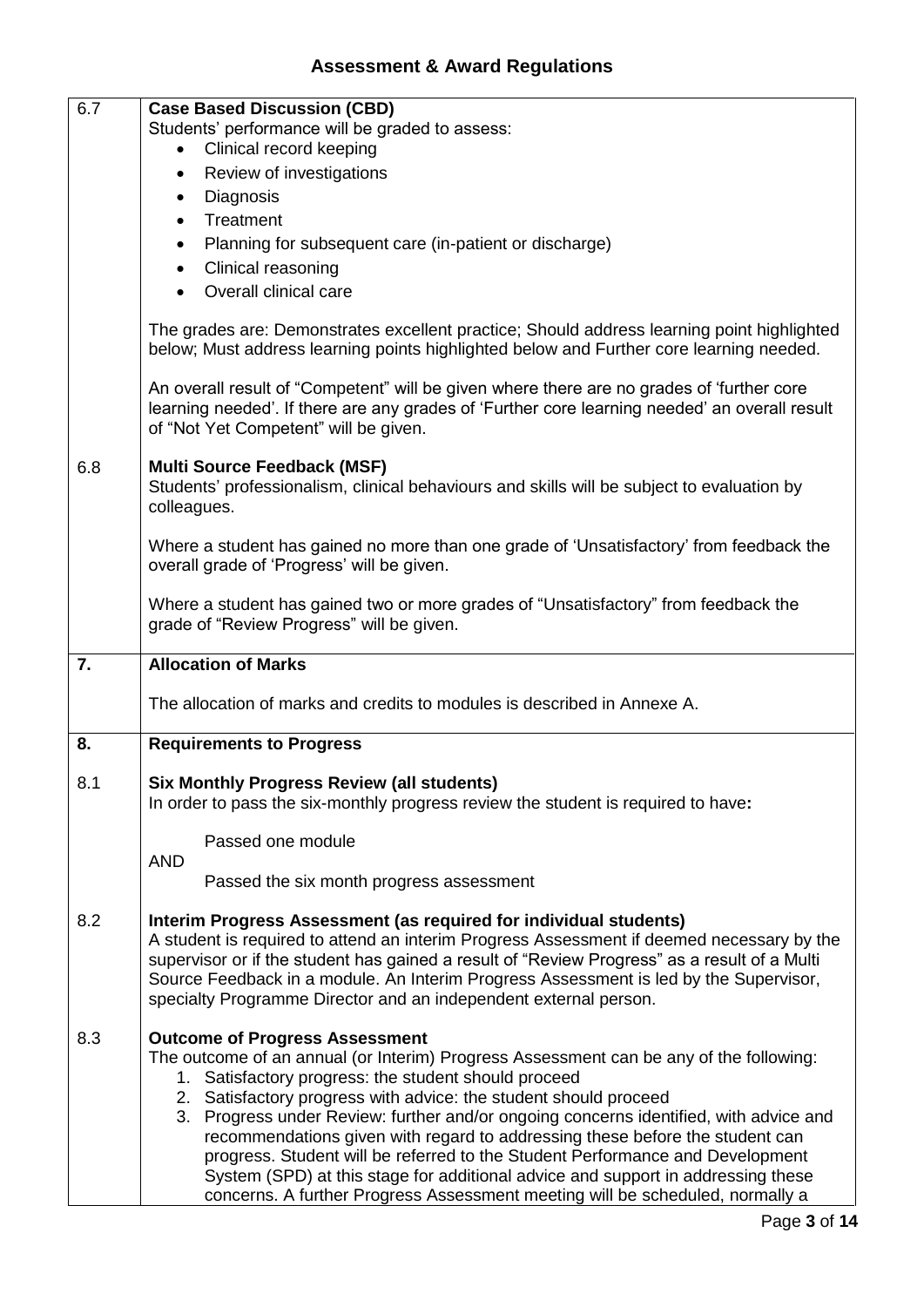| | |
|---|---|
| 6.7 | **Case Based Discussion (CBD)** |

Students' performance will be graded to assess:

- Clinical record keeping
- Review of investigations
- Diagnosis
- Treatment
- Planning for subsequent care (in-patient or discharge)
- Clinical reasoning
- Overall clinical care

The grades are: Demonstrates excellent practice; Should address learning point highlighted below; Must address learning points highlighted below and Further core learning needed.

An overall result of "Competent" will be given where there are no grades of 'further core learning needed'. If there are any grades of 'Further core learning needed' an overall result of "Not Yet Competent" will be given.

**6.8 Multi Source Feedback (MSF)**

Students' professionalism, clinical behaviours and skills will be subject to evaluation by colleagues.

Where a student has gained no more than one grade of 'Unsatisfactory' from feedback the overall grade of 'Progress' will be given.

Where a student has gained two or more grades of "Unsatisfactory" from feedback the grade of "Review Progress" will be given.

## 7. Allocation of Marks

The allocation of marks and credits to modules is described in Annexe A.

## 8. Requirements to Progress

**8.1 Six Monthly Progress Review (all students)**

In order to pass the six-monthly progress review the student is required to have**:**

Passed one module

AND

Passed the six month progress assessment

**8.2 Interim Progress Assessment (as required for individual students)**

A student is required to attend an interim Progress Assessment if deemed necessary by the supervisor or if the student has gained a result of "Review Progress" as a result of a Multi Source Feedback in a module. An Interim Progress Assessment is led by the Supervisor, specialty Programme Director and an independent external person.

**8.3 Outcome of Progress Assessment**

The outcome of an annual (or Interim) Progress Assessment can be any of the following:

1. Satisfactory progress: the student should proceed
2. Satisfactory progress with advice: the student should proceed
3. Progress under Review: further and/or ongoing concerns identified, with advice and recommendations given with regard to addressing these before the student can progress. Student will be referred to the Student Performance and Development System (SPD) at this stage for additional advice and support in addressing these concerns. A further Progress Assessment meeting will be scheduled, normally a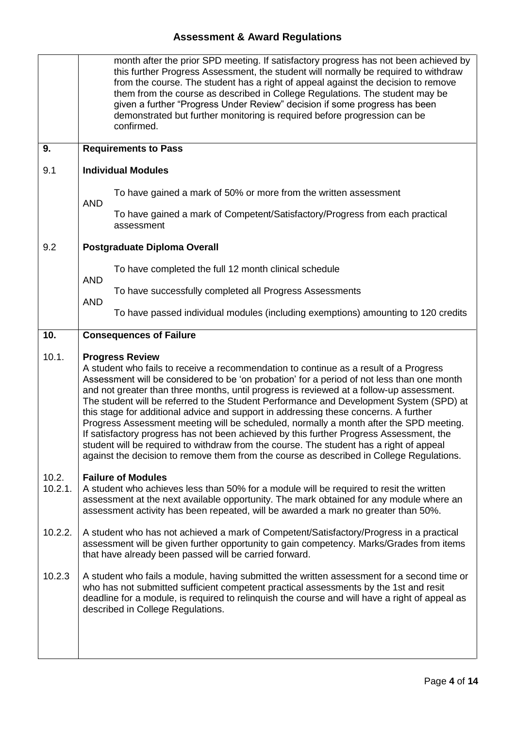month after the prior SPD meeting. If satisfactory progress has not been achieved by this further Progress Assessment, the student will normally be required to withdraw from the course. The student has a right of appeal against the decision to remove them from the course as described in College Regulations. The student may be given a further "Progress Under Review" decision if some progress has been demonstrated but further monitoring is required before progression can be confirmed.

## 9. Requirements to Pass

### 9.1 Individual Modules

To have gained a mark of 50% or more from the written assessment

AND

To have gained a mark of Competent/Satisfactory/Progress from each practical assessment

### 9.2 Postgraduate Diploma Overall

To have completed the full 12 month clinical schedule

AND

To have successfully completed all Progress Assessments

AND

To have passed individual modules (including exemptions) amounting to 120 credits

## 10. Consequences of Failure

### 10.1. Progress Review

A student who fails to receive a recommendation to continue as a result of a Progress Assessment will be considered to be 'on probation' for a period of not less than one month and not greater than three months, until progress is reviewed at a follow-up assessment. The student will be referred to the Student Performance and Development System (SPD) at this stage for additional advice and support in addressing these concerns. A further Progress Assessment meeting will be scheduled, normally a month after the SPD meeting. If satisfactory progress has not been achieved by this further Progress Assessment, the student will be required to withdraw from the course. The student has a right of appeal against the decision to remove them from the course as described in College Regulations.

### 10.2. Failure of Modules

10.2.1. A student who achieves less than 50% for a module will be required to resit the written assessment at the next available opportunity. The mark obtained for any module where an assessment activity has been repeated, will be awarded a mark no greater than 50%.

10.2.2. A student who has not achieved a mark of Competent/Satisfactory/Progress in a practical assessment will be given further opportunity to gain competency. Marks/Grades from items that have already been passed will be carried forward.

10.2.3 A student who fails a module, having submitted the written assessment for a second time or who has not submitted sufficient competent practical assessments by the 1st and resit deadline for a module, is required to relinquish the course and will have a right of appeal as described in College Regulations.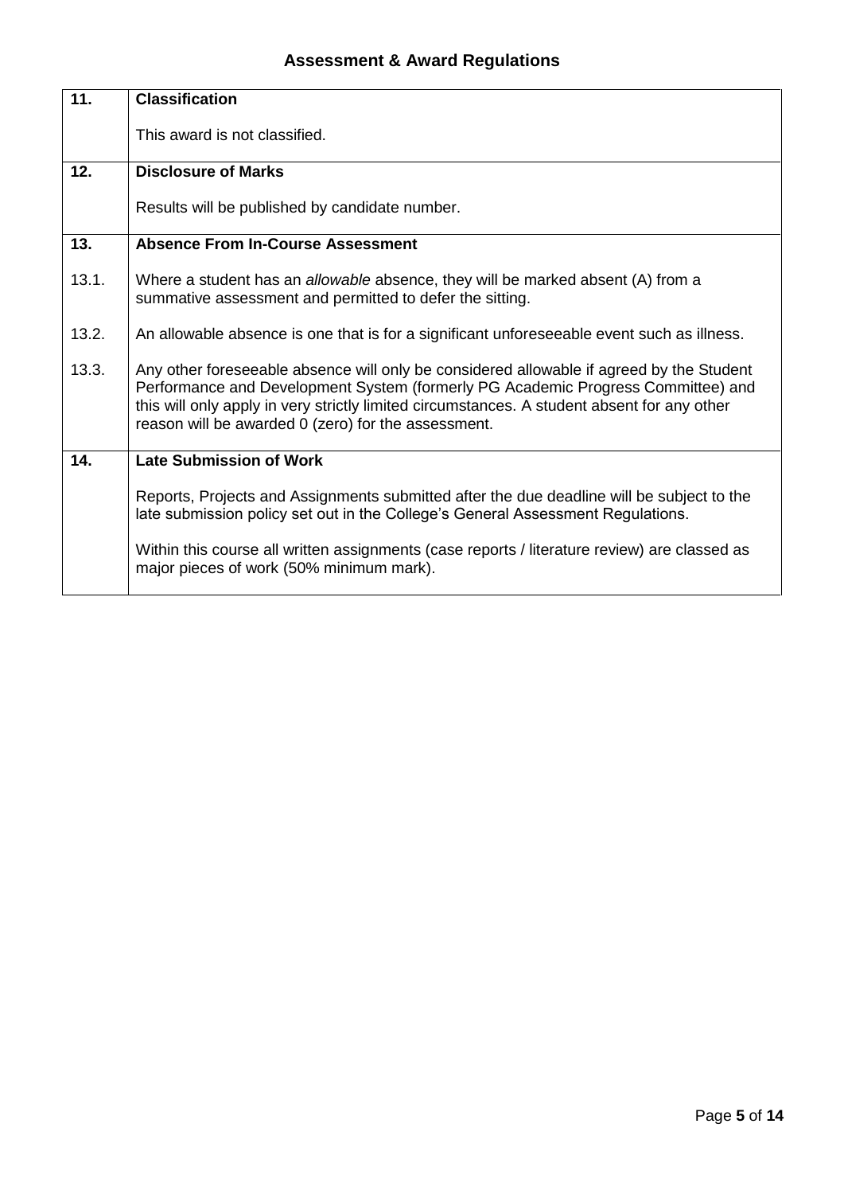## Assessment & Award Regulations

| | |
|---|---|
| **11.** | **Classification**<br><br>This award is not classified. |
| **12.** | **Disclosure of Marks**<br><br>Results will be published by candidate number. |
| **13.** | **Absence From In-Course Assessment** |
| 13.1. | Where a student has an *allowable* absence, they will be marked absent (A) from a summative assessment and permitted to defer the sitting. |
| 13.2. | An allowable absence is one that is for a significant unforeseeable event such as illness. |
| 13.3. | Any other foreseeable absence will only be considered allowable if agreed by the Student Performance and Development System (formerly PG Academic Progress Committee) and this will only apply in very strictly limited circumstances. A student absent for any other reason will be awarded 0 (zero) for the assessment. |
| **14.** | **Late Submission of Work**<br><br>Reports, Projects and Assignments submitted after the due deadline will be subject to the late submission policy set out in the College's General Assessment Regulations.<br><br>Within this course all written assignments (case reports / literature review) are classed as major pieces of work (50% minimum mark). |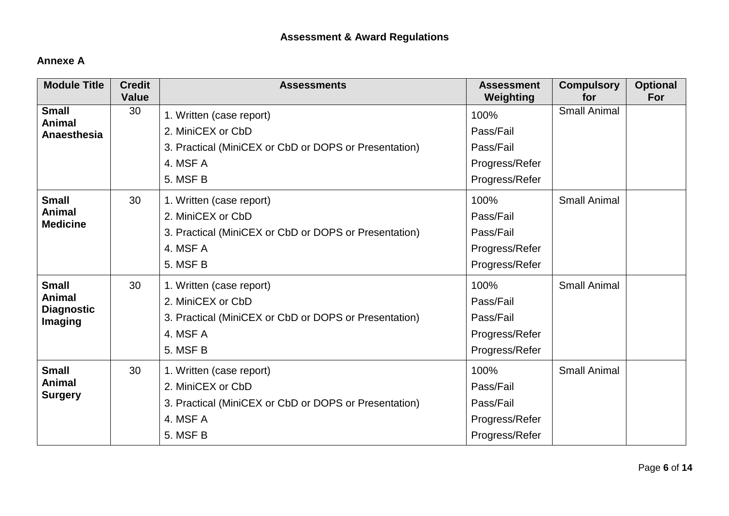## Assessment & Award Regulations

**Annexe A**

| Module Title | Credit Value | Assessments | Assessment Weighting | Compulsory for | Optional For |
|---|---|---|---|---|---|
| **Small Animal Anaesthesia** | 30 | 1. Written (case report)<br>2. MiniCEX or CbD<br>3. Practical (MiniCEX or CbD or DOPS or Presentation)<br>4. MSF A<br>5. MSF B | 100%<br>Pass/Fail<br>Pass/Fail<br>Progress/Refer<br>Progress/Refer | Small Animal | |
| **Small Animal Medicine** | 30 | 1. Written (case report)<br>2. MiniCEX or CbD<br>3. Practical (MiniCEX or CbD or DOPS or Presentation)<br>4. MSF A<br>5. MSF B | 100%<br>Pass/Fail<br>Pass/Fail<br>Progress/Refer<br>Progress/Refer | Small Animal | |
| **Small Animal Diagnostic Imaging** | 30 | 1. Written (case report)<br>2. MiniCEX or CbD<br>3. Practical (MiniCEX or CbD or DOPS or Presentation)<br>4. MSF A<br>5. MSF B | 100%<br>Pass/Fail<br>Pass/Fail<br>Progress/Refer<br>Progress/Refer | Small Animal | |
| **Small Animal Surgery** | 30 | 1. Written (case report)<br>2. MiniCEX or CbD<br>3. Practical (MiniCEX or CbD or DOPS or Presentation)<br>4. MSF A<br>5. MSF B | 100%<br>Pass/Fail<br>Pass/Fail<br>Progress/Refer<br>Progress/Refer | Small Animal | |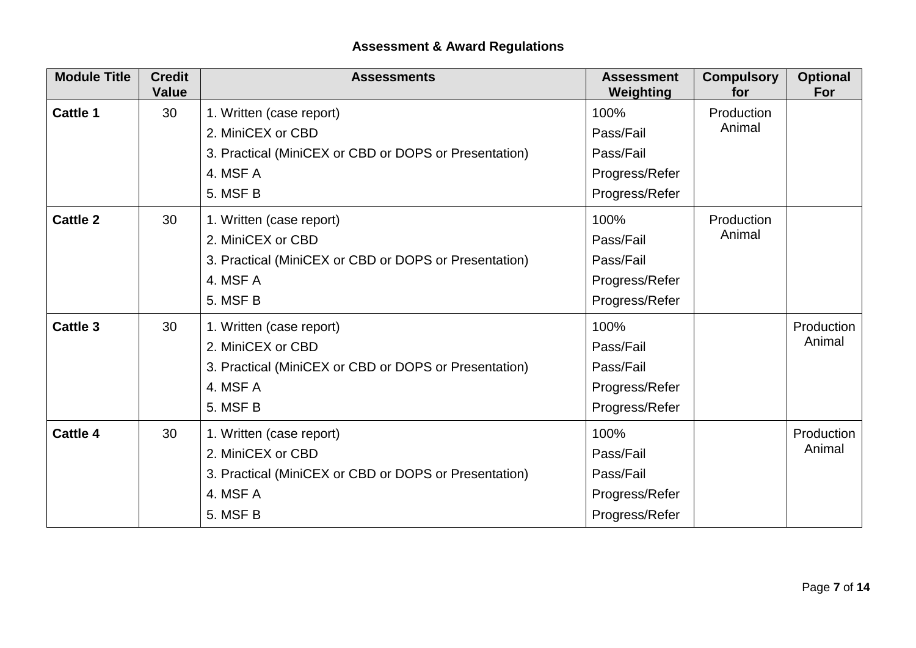## Assessment & Award Regulations

| Module Title | Credit Value | Assessments | Assessment Weighting | Compulsory for | Optional For |
|---|---|---|---|---|---|
| **Cattle 1** | 30 | 1. Written (case report)<br>2. MiniCEX or CBD<br>3. Practical (MiniCEX or CBD or DOPS or Presentation)<br>4. MSF A<br>5. MSF B | 100%<br>Pass/Fail<br>Pass/Fail<br>Progress/Refer<br>Progress/Refer | Production Animal | |
| **Cattle 2** | 30 | 1. Written (case report)<br>2. MiniCEX or CBD<br>3. Practical (MiniCEX or CBD or DOPS or Presentation)<br>4. MSF A<br>5. MSF B | 100%<br>Pass/Fail<br>Pass/Fail<br>Progress/Refer<br>Progress/Refer | Production Animal | |
| **Cattle 3** | 30 | 1. Written (case report)<br>2. MiniCEX or CBD<br>3. Practical (MiniCEX or CBD or DOPS or Presentation)<br>4. MSF A<br>5. MSF B | 100%<br>Pass/Fail<br>Pass/Fail<br>Progress/Refer<br>Progress/Refer | | Production Animal |
| **Cattle 4** | 30 | 1. Written (case report)<br>2. MiniCEX or CBD<br>3. Practical (MiniCEX or CBD or DOPS or Presentation)<br>4. MSF A<br>5. MSF B | 100%<br>Pass/Fail<br>Pass/Fail<br>Progress/Refer<br>Progress/Refer | | Production Animal |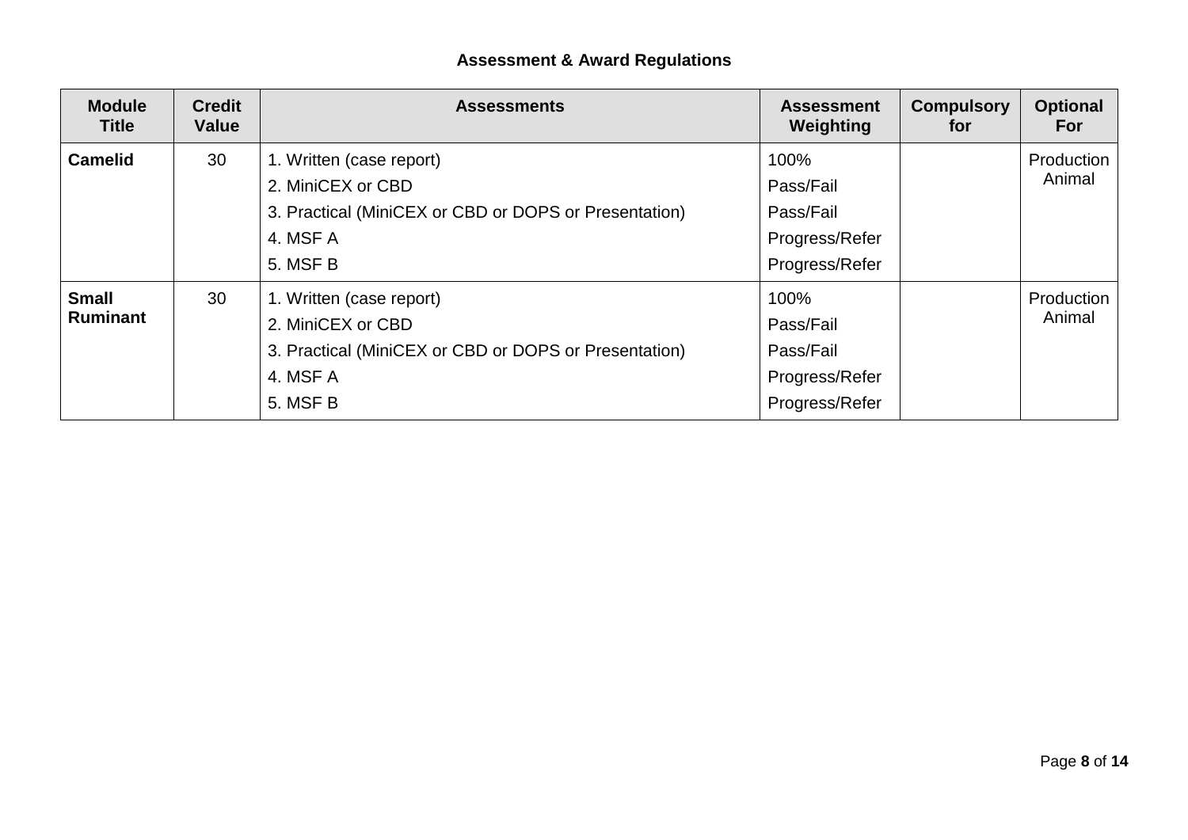**Assessment & Award Regulations**

| Module Title | Credit Value | Assessments | Assessment Weighting | Compulsory for | Optional For |
|---|---|---|---|---|---|
| **Camelid** | 30 | 1. Written (case report)<br>2. MiniCEX or CBD<br>3. Practical (MiniCEX or CBD or DOPS or Presentation)<br>4. MSF A<br>5. MSF B | 100%<br>Pass/Fail<br>Pass/Fail<br>Progress/Refer<br>Progress/Refer | | Production Animal |
| **Small Ruminant** | 30 | 1. Written (case report)<br>2. MiniCEX or CBD<br>3. Practical (MiniCEX or CBD or DOPS or Presentation)<br>4. MSF A<br>5. MSF B | 100%<br>Pass/Fail<br>Pass/Fail<br>Progress/Refer<br>Progress/Refer | | Production Animal |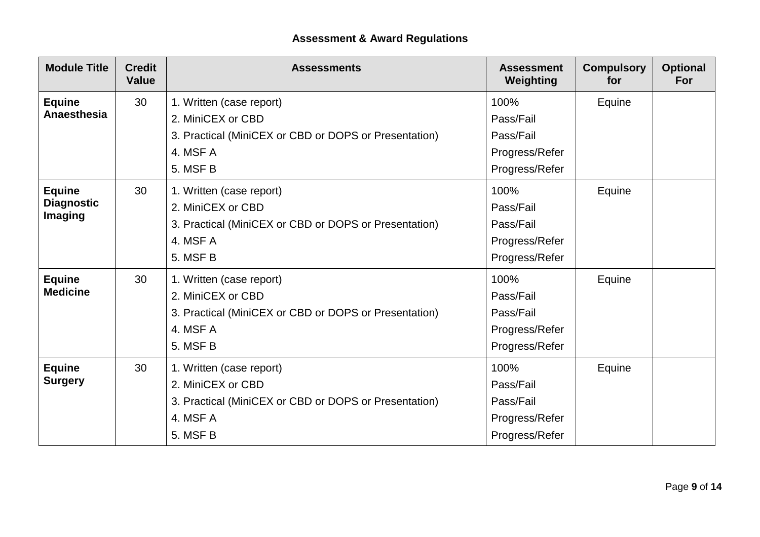### Assessment & Award Regulations

| Module Title | Credit Value | Assessments | Assessment Weighting | Compulsory for | Optional For |
|---|---|---|---|---|---|
| **Equine Anaesthesia** | 30 | 1. Written (case report)<br>2. MiniCEX or CBD<br>3. Practical (MiniCEX or CBD or DOPS or Presentation)<br>4. MSF A<br>5. MSF B | 100%<br>Pass/Fail<br>Pass/Fail<br>Progress/Refer<br>Progress/Refer | Equine | |
| **Equine Diagnostic Imaging** | 30 | 1. Written (case report)<br>2. MiniCEX or CBD<br>3. Practical (MiniCEX or CBD or DOPS or Presentation)<br>4. MSF A<br>5. MSF B | 100%<br>Pass/Fail<br>Pass/Fail<br>Progress/Refer<br>Progress/Refer | Equine | |
| **Equine Medicine** | 30 | 1. Written (case report)<br>2. MiniCEX or CBD<br>3. Practical (MiniCEX or CBD or DOPS or Presentation)<br>4. MSF A<br>5. MSF B | 100%<br>Pass/Fail<br>Pass/Fail<br>Progress/Refer<br>Progress/Refer | Equine | |
| **Equine Surgery** | 30 | 1. Written (case report)<br>2. MiniCEX or CBD<br>3. Practical (MiniCEX or CBD or DOPS or Presentation)<br>4. MSF A<br>5. MSF B | 100%<br>Pass/Fail<br>Pass/Fail<br>Progress/Refer<br>Progress/Refer | Equine | |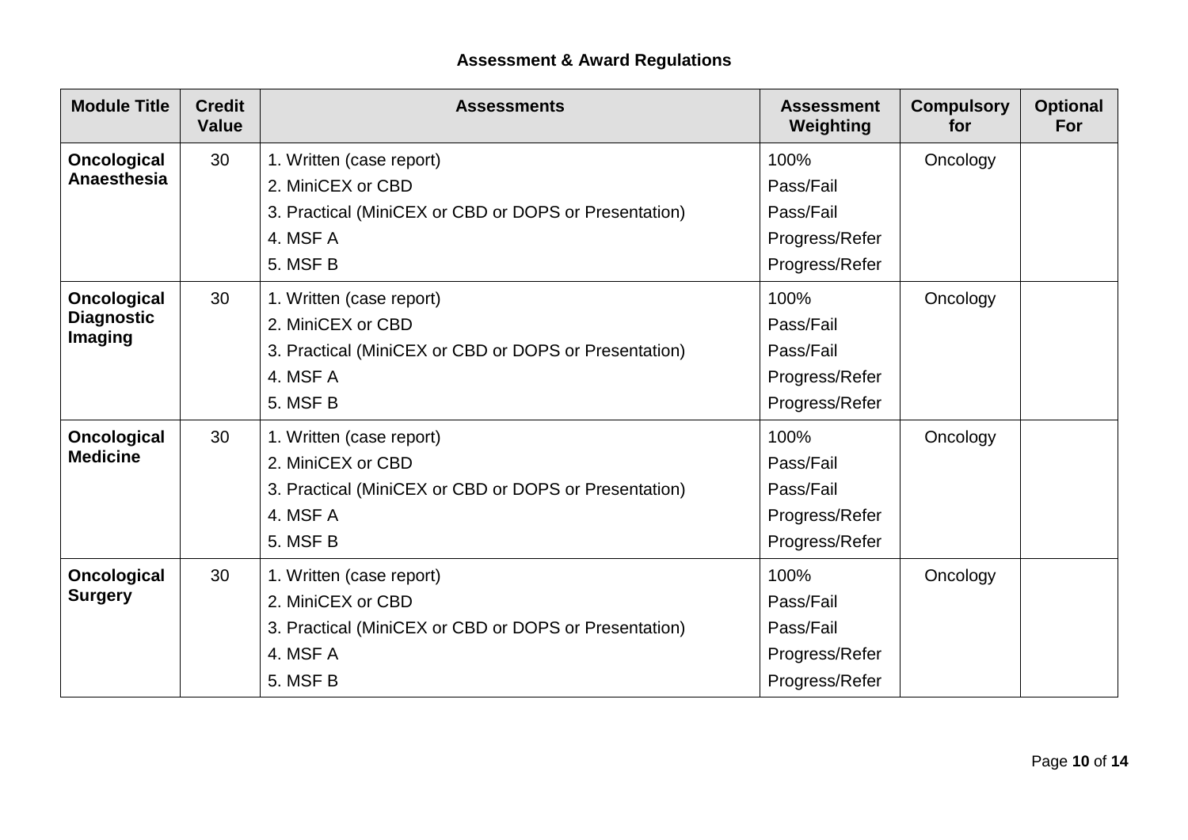**Assessment & Award Regulations**

| Module Title | Credit Value | Assessments | Assessment Weighting | Compulsory for | Optional For |
|---|---|---|---|---|---|
| **Oncological Anaesthesia** | 30 | 1. Written (case report)<br>2. MiniCEX or CBD<br>3. Practical (MiniCEX or CBD or DOPS or Presentation)<br>4. MSF A<br>5. MSF B | 100%<br>Pass/Fail<br>Pass/Fail<br>Progress/Refer<br>Progress/Refer | Oncology | |
| **Oncological Diagnostic Imaging** | 30 | 1. Written (case report)<br>2. MiniCEX or CBD<br>3. Practical (MiniCEX or CBD or DOPS or Presentation)<br>4. MSF A<br>5. MSF B | 100%<br>Pass/Fail<br>Pass/Fail<br>Progress/Refer<br>Progress/Refer | Oncology | |
| **Oncological Medicine** | 30 | 1. Written (case report)<br>2. MiniCEX or CBD<br>3. Practical (MiniCEX or CBD or DOPS or Presentation)<br>4. MSF A<br>5. MSF B | 100%<br>Pass/Fail<br>Pass/Fail<br>Progress/Refer<br>Progress/Refer | Oncology | |
| **Oncological Surgery** | 30 | 1. Written (case report)<br>2. MiniCEX or CBD<br>3. Practical (MiniCEX or CBD or DOPS or Presentation)<br>4. MSF A<br>5. MSF B | 100%<br>Pass/Fail<br>Pass/Fail<br>Progress/Refer<br>Progress/Refer | Oncology | |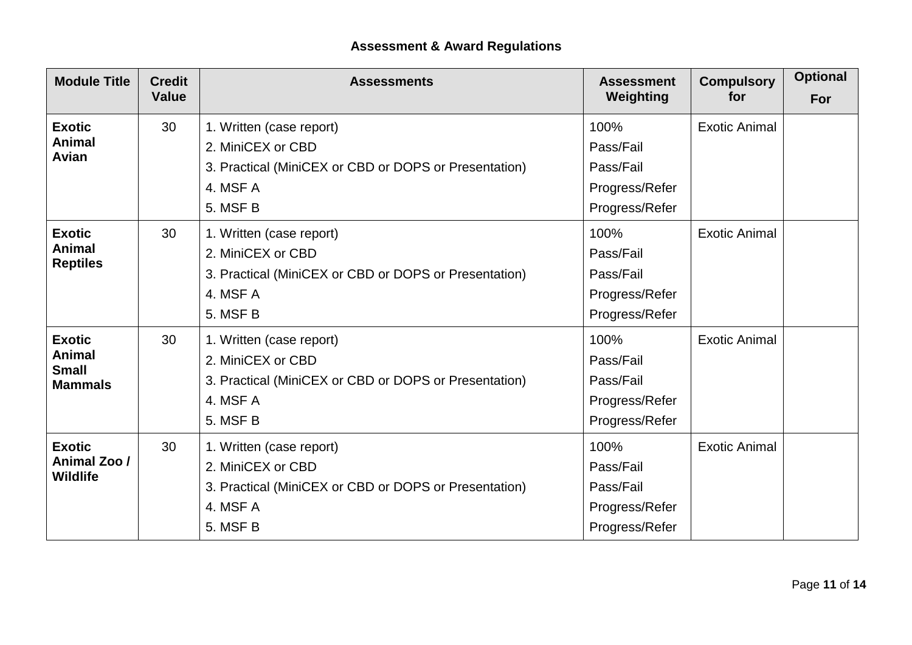## Assessment & Award Regulations

| Module Title | Credit Value | Assessments | Assessment Weighting | Compulsory for | Optional For |
|---|---|---|---|---|---|
| **Exotic Animal Avian** | 30 | 1. Written (case report)<br>2. MiniCEX or CBD<br>3. Practical (MiniCEX or CBD or DOPS or Presentation)<br>4. MSF A<br>5. MSF B | 100%<br>Pass/Fail<br>Pass/Fail<br>Progress/Refer<br>Progress/Refer | Exotic Animal | |
| **Exotic Animal Reptiles** | 30 | 1. Written (case report)<br>2. MiniCEX or CBD<br>3. Practical (MiniCEX or CBD or DOPS or Presentation)<br>4. MSF A<br>5. MSF B | 100%<br>Pass/Fail<br>Pass/Fail<br>Progress/Refer<br>Progress/Refer | Exotic Animal | |
| **Exotic Animal Small Mammals** | 30 | 1. Written (case report)<br>2. MiniCEX or CBD<br>3. Practical (MiniCEX or CBD or DOPS or Presentation)<br>4. MSF A<br>5. MSF B | 100%<br>Pass/Fail<br>Pass/Fail<br>Progress/Refer<br>Progress/Refer | Exotic Animal | |
| **Exotic Animal Zoo / Wildlife** | 30 | 1. Written (case report)<br>2. MiniCEX or CBD<br>3. Practical (MiniCEX or CBD or DOPS or Presentation)<br>4. MSF A<br>5. MSF B | 100%<br>Pass/Fail<br>Pass/Fail<br>Progress/Refer<br>Progress/Refer | Exotic Animal | |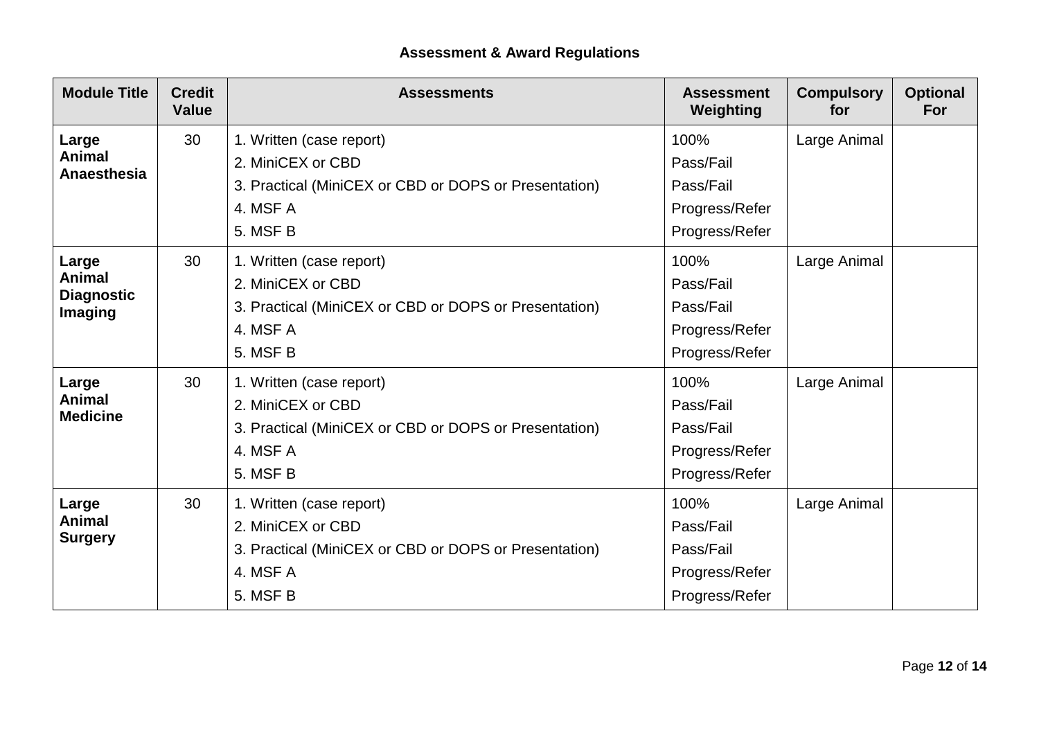**Assessment & Award Regulations**

| Module Title | Credit Value | Assessments | Assessment Weighting | Compulsory for | Optional For |
|---|---|---|---|---|---|
| **Large Animal Anaesthesia** | 30 | 1. Written (case report)<br>2. MiniCEX or CBD<br>3. Practical (MiniCEX or CBD or DOPS or Presentation)<br>4. MSF A<br>5. MSF B | 100%<br>Pass/Fail<br>Pass/Fail<br>Progress/Refer<br>Progress/Refer | Large Animal | |
| **Large Animal Diagnostic Imaging** | 30 | 1. Written (case report)<br>2. MiniCEX or CBD<br>3. Practical (MiniCEX or CBD or DOPS or Presentation)<br>4. MSF A<br>5. MSF B | 100%<br>Pass/Fail<br>Pass/Fail<br>Progress/Refer<br>Progress/Refer | Large Animal | |
| **Large Animal Medicine** | 30 | 1. Written (case report)<br>2. MiniCEX or CBD<br>3. Practical (MiniCEX or CBD or DOPS or Presentation)<br>4. MSF A<br>5. MSF B | 100%<br>Pass/Fail<br>Pass/Fail<br>Progress/Refer<br>Progress/Refer | Large Animal | |
| **Large Animal Surgery** | 30 | 1. Written (case report)<br>2. MiniCEX or CBD<br>3. Practical (MiniCEX or CBD or DOPS or Presentation)<br>4. MSF A<br>5. MSF B | 100%<br>Pass/Fail<br>Pass/Fail<br>Progress/Refer<br>Progress/Refer | Large Animal | |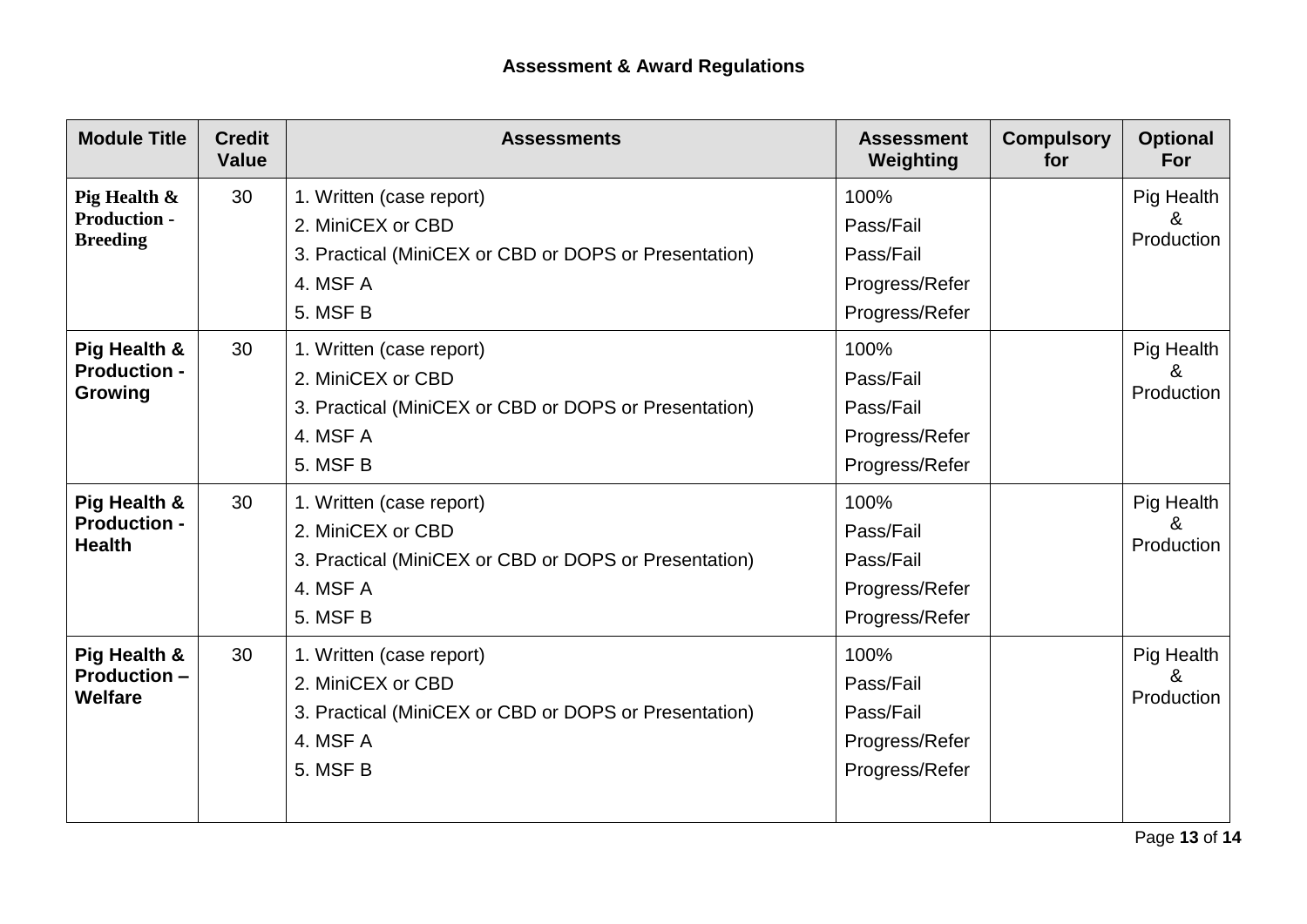**Assessment & Award Regulations**

| Module Title | Credit Value | Assessments | Assessment Weighting | Compulsory for | Optional For |
|---|---|---|---|---|---|
| **Pig Health & Production - Breeding** | 30 | 1. Written (case report)<br>2. MiniCEX or CBD<br>3. Practical (MiniCEX or CBD or DOPS or Presentation)<br>4. MSF A<br>5. MSF B | 100%<br>Pass/Fail<br>Pass/Fail<br>Progress/Refer<br>Progress/Refer | | Pig Health & Production |
| **Pig Health & Production - Growing** | 30 | 1. Written (case report)<br>2. MiniCEX or CBD<br>3. Practical (MiniCEX or CBD or DOPS or Presentation)<br>4. MSF A<br>5. MSF B | 100%<br>Pass/Fail<br>Pass/Fail<br>Progress/Refer<br>Progress/Refer | | Pig Health & Production |
| **Pig Health & Production - Health** | 30 | 1. Written (case report)<br>2. MiniCEX or CBD<br>3. Practical (MiniCEX or CBD or DOPS or Presentation)<br>4. MSF A<br>5. MSF B | 100%<br>Pass/Fail<br>Pass/Fail<br>Progress/Refer<br>Progress/Refer | | Pig Health & Production |
| **Pig Health & Production – Welfare** | 30 | 1. Written (case report)<br>2. MiniCEX or CBD<br>3. Practical (MiniCEX or CBD or DOPS or Presentation)<br>4. MSF A<br>5. MSF B | 100%<br>Pass/Fail<br>Pass/Fail<br>Progress/Refer<br>Progress/Refer | | Pig Health & Production |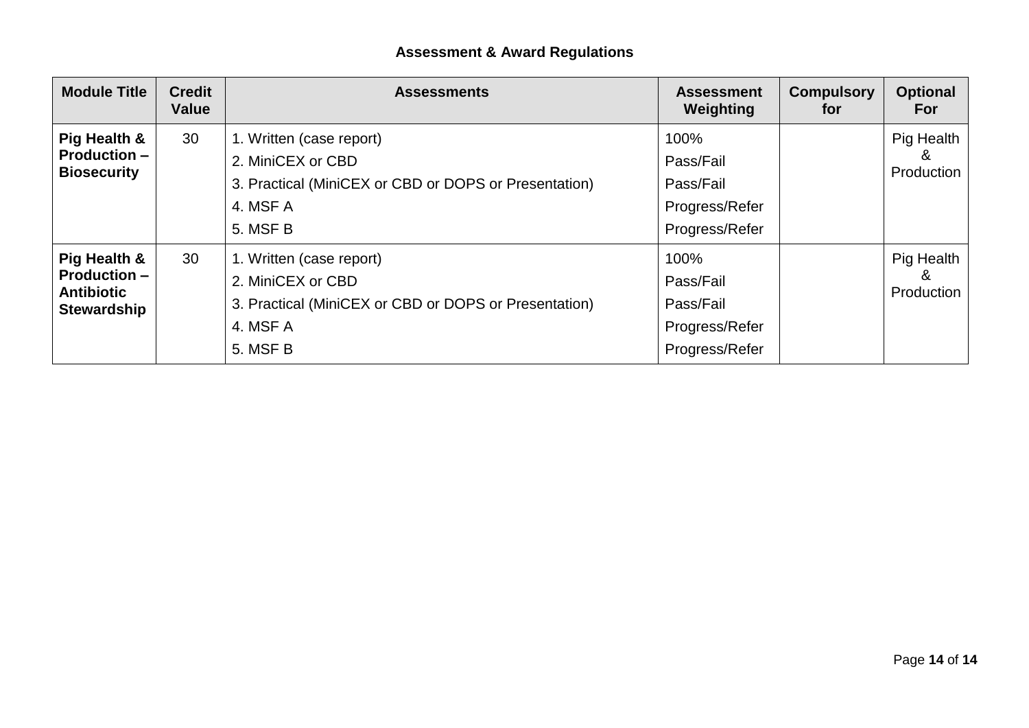**Assessment & Award Regulations**

| Module Title | Credit Value | Assessments | Assessment Weighting | Compulsory for | Optional For |
|---|---|---|---|---|---|
| **Pig Health & Production – Biosecurity** | 30 | 1. Written (case report)<br>2. MiniCEX or CBD<br>3. Practical (MiniCEX or CBD or DOPS or Presentation)<br>4. MSF A<br>5. MSF B | 100%<br>Pass/Fail<br>Pass/Fail<br>Progress/Refer<br>Progress/Refer | | Pig Health & Production |
| **Pig Health & Production – Antibiotic Stewardship** | 30 | 1. Written (case report)<br>2. MiniCEX or CBD<br>3. Practical (MiniCEX or CBD or DOPS or Presentation)<br>4. MSF A<br>5. MSF B | 100%<br>Pass/Fail<br>Pass/Fail<br>Progress/Refer<br>Progress/Refer | | Pig Health & Production |